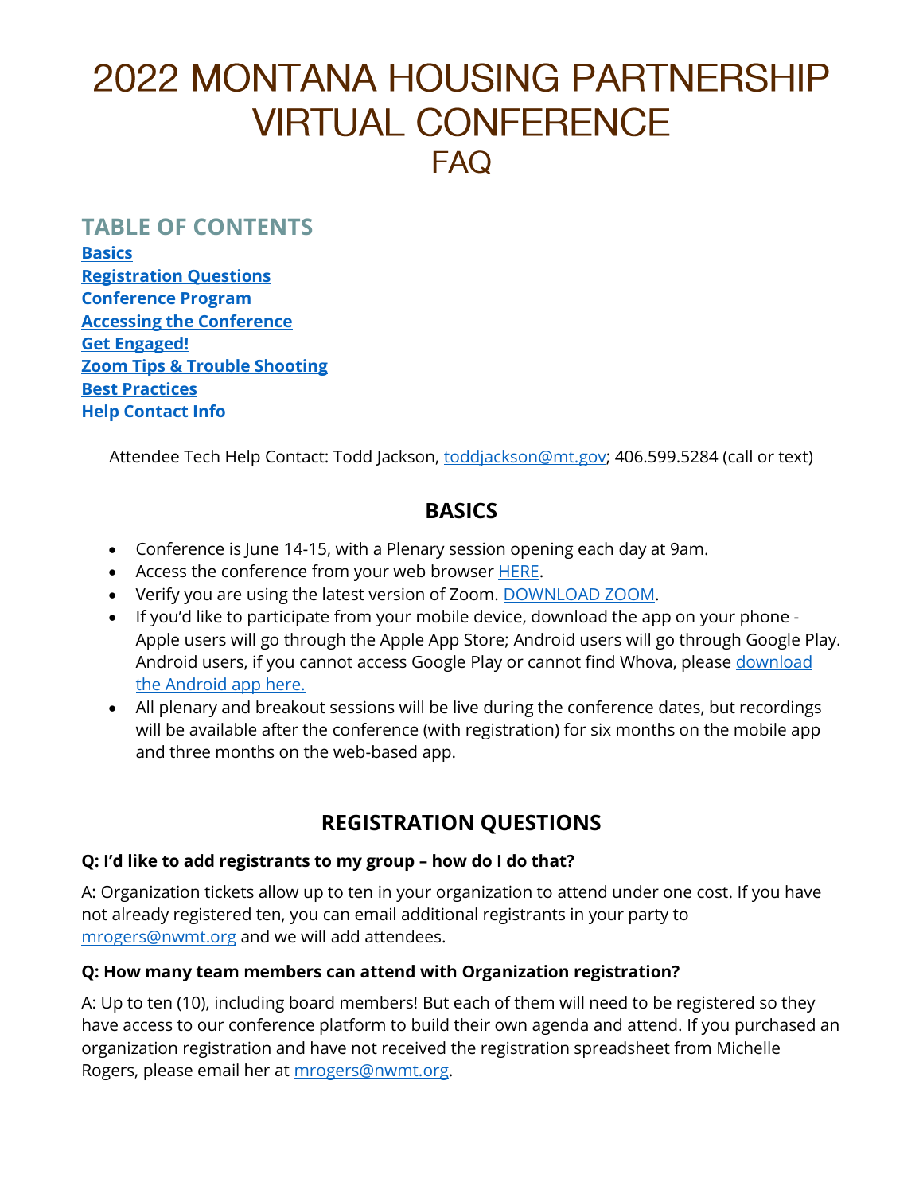# 2022 MONTANA HOUSING PARTNERSHIP VIRTUAL CONFERENCE

## FAQ

### TABLE OF CONTENTS

**Basics**
**Registration Questions**
**Conference Program**
**Accessing the Conference**
**Get Engaged!**
**Zoom Tips & Trouble Shooting**
**Best Practices**
**Help Contact Info**

Attendee Tech Help Contact: Todd Jackson, toddjackson@mt.gov; 406.599.5284 (call or text)

## BASICS

- Conference is June 14-15, with a Plenary session opening each day at 9am.
- Access the conference from your web browser HERE.
- Verify you are using the latest version of Zoom. DOWNLOAD ZOOM.
- If you'd like to participate from your mobile device, download the app on your phone - Apple users will go through the Apple App Store; Android users will go through Google Play. Android users, if you cannot access Google Play or cannot find Whova, please download the Android app here.
- All plenary and breakout sessions will be live during the conference dates, but recordings will be available after the conference (with registration) for six months on the mobile app and three months on the web-based app.

## REGISTRATION QUESTIONS

**Q: I'd like to add registrants to my group – how do I do that?**

A: Organization tickets allow up to ten in your organization to attend under one cost. If you have not already registered ten, you can email additional registrants in your party to mrogers@nwmt.org and we will add attendees.

**Q: How many team members can attend with Organization registration?**

A: Up to ten (10), including board members! But each of them will need to be registered so they have access to our conference platform to build their own agenda and attend. If you purchased an organization registration and have not received the registration spreadsheet from Michelle Rogers, please email her at mrogers@nwmt.org.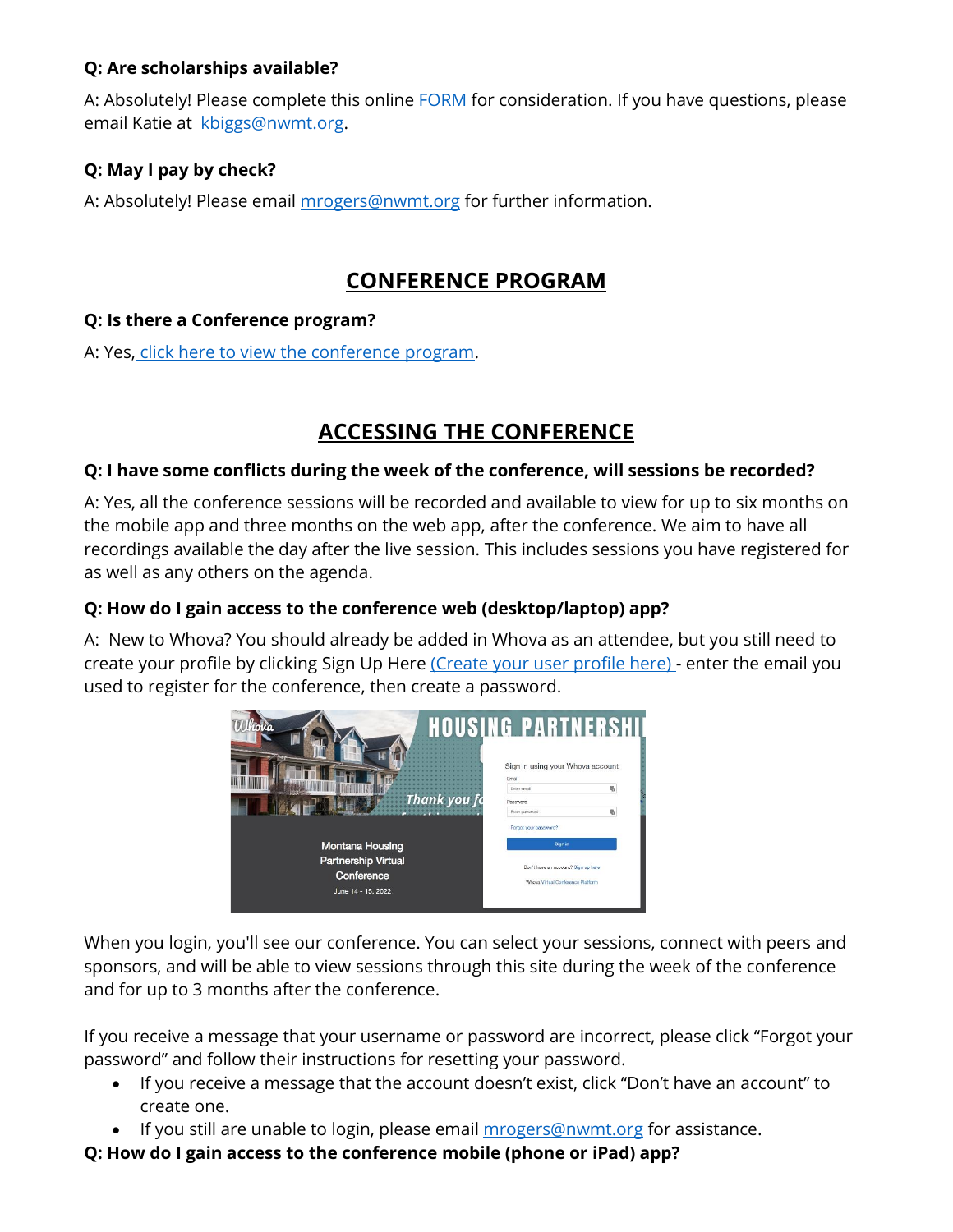**Q: Are scholarships available?**

A: Absolutely! Please complete this online FORM for consideration. If you have questions, please email Katie at kbiggs@nwmt.org.

**Q: May I pay by check?**

A: Absolutely! Please email mrogers@nwmt.org for further information.

## CONFERENCE PROGRAM

**Q: Is there a Conference program?**

A: Yes, click here to view the conference program.

## ACCESSING THE CONFERENCE

**Q: I have some conflicts during the week of the conference, will sessions be recorded?**

A: Yes, all the conference sessions will be recorded and available to view for up to six months on the mobile app and three months on the web app, after the conference. We aim to have all recordings available the day after the live session. This includes sessions you have registered for as well as any others on the agenda.

**Q: How do I gain access to the conference web (desktop/laptop) app?**

A: New to Whova? You should already be added in Whova as an attendee, but you still need to create your profile by clicking Sign Up Here (Create your user profile here) - enter the email you used to register for the conference, then create a password.

When you login, you'll see our conference. You can select your sessions, connect with peers and sponsors, and will be able to view sessions through this site during the week of the conference and for up to 3 months after the conference.

If you receive a message that your username or password are incorrect, please click "Forgot your password" and follow their instructions for resetting your password.

- If you receive a message that the account doesn't exist, click "Don't have an account" to create one.
- If you still are unable to login, please email mrogers@nwmt.org for assistance.

**Q: How do I gain access to the conference mobile (phone or iPad) app?**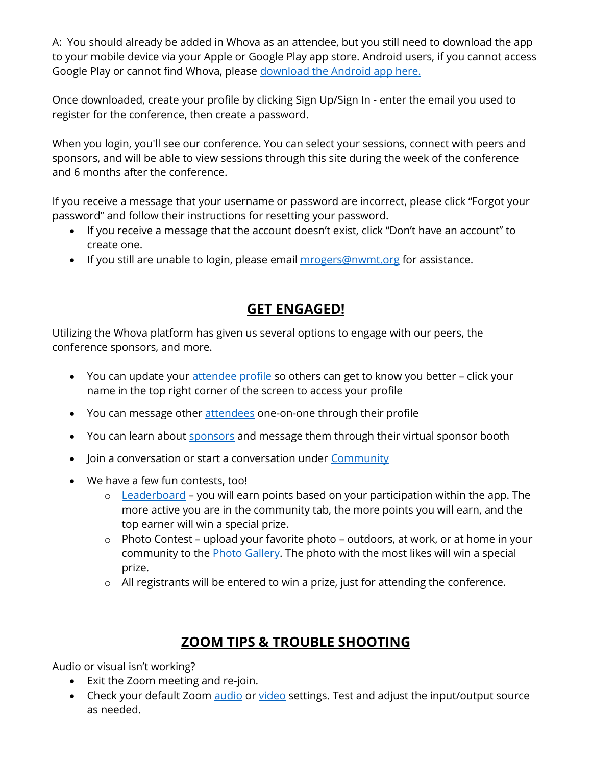A: You should already be added in Whova as an attendee, but you still need to download the app to your mobile device via your Apple or Google Play app store. Android users, if you cannot access Google Play or cannot find Whova, please download the Android app here.

Once downloaded, create your profile by clicking Sign Up/Sign In - enter the email you used to register for the conference, then create a password.

When you login, you'll see our conference. You can select your sessions, connect with peers and sponsors, and will be able to view sessions through this site during the week of the conference and 6 months after the conference.

If you receive a message that your username or password are incorrect, please click "Forgot your password" and follow their instructions for resetting your password.

- If you receive a message that the account doesn't exist, click "Don't have an account" to create one.
- If you still are unable to login, please email mrogers@nwmt.org for assistance.

## GET ENGAGED!

Utilizing the Whova platform has given us several options to engage with our peers, the conference sponsors, and more.

- You can update your attendee profile so others can get to know you better – click your name in the top right corner of the screen to access your profile
- You can message other attendees one-on-one through their profile
- You can learn about sponsors and message them through their virtual sponsor booth
- Join a conversation or start a conversation under Community
- We have a few fun contests, too!
  - Leaderboard – you will earn points based on your participation within the app. The more active you are in the community tab, the more points you will earn, and the top earner will win a special prize.
  - Photo Contest – upload your favorite photo – outdoors, at work, or at home in your community to the Photo Gallery. The photo with the most likes will win a special prize.
  - All registrants will be entered to win a prize, just for attending the conference.

## ZOOM TIPS & TROUBLE SHOOTING

Audio or visual isn't working?

- Exit the Zoom meeting and re-join.
- Check your default Zoom audio or video settings. Test and adjust the input/output source as needed.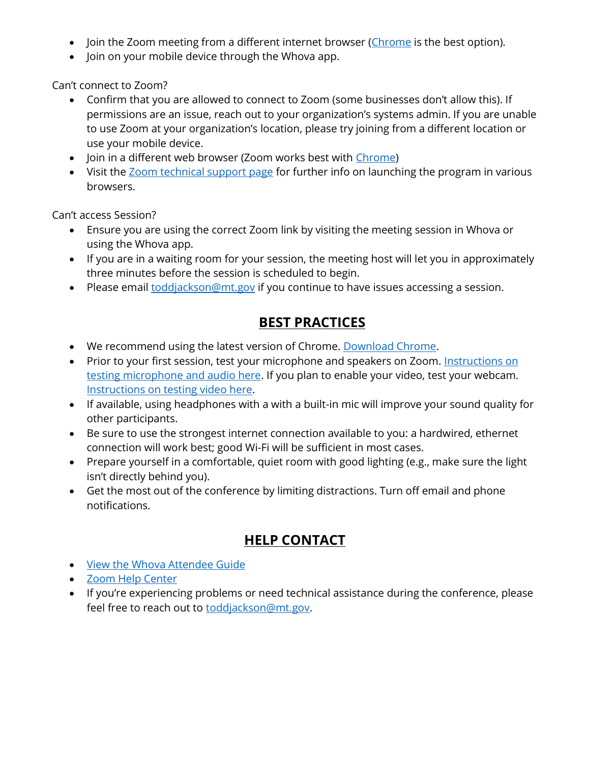- Join the Zoom meeting from a different internet browser (Chrome is the best option).
- Join on your mobile device through the Whova app.

Can't connect to Zoom?

- Confirm that you are allowed to connect to Zoom (some businesses don't allow this). If permissions are an issue, reach out to your organization's systems admin. If you are unable to use Zoom at your organization's location, please try joining from a different location or use your mobile device.
- Join in a different web browser (Zoom works best with Chrome)
- Visit the Zoom technical support page for further info on launching the program in various browsers.

Can't access Session?

- Ensure you are using the correct Zoom link by visiting the meeting session in Whova or using the Whova app.
- If you are in a waiting room for your session, the meeting host will let you in approximately three minutes before the session is scheduled to begin.
- Please email toddjackson@mt.gov if you continue to have issues accessing a session.

## BEST PRACTICES

- We recommend using the latest version of Chrome. Download Chrome.
- Prior to your first session, test your microphone and speakers on Zoom. Instructions on testing microphone and audio here. If you plan to enable your video, test your webcam. Instructions on testing video here.
- If available, using headphones with a with a built-in mic will improve your sound quality for other participants.
- Be sure to use the strongest internet connection available to you: a hardwired, ethernet connection will work best; good Wi-Fi will be sufficient in most cases.
- Prepare yourself in a comfortable, quiet room with good lighting (e.g., make sure the light isn't directly behind you).
- Get the most out of the conference by limiting distractions. Turn off email and phone notifications.

## HELP CONTACT

- View the Whova Attendee Guide
- Zoom Help Center
- If you're experiencing problems or need technical assistance during the conference, please feel free to reach out to toddjackson@mt.gov.